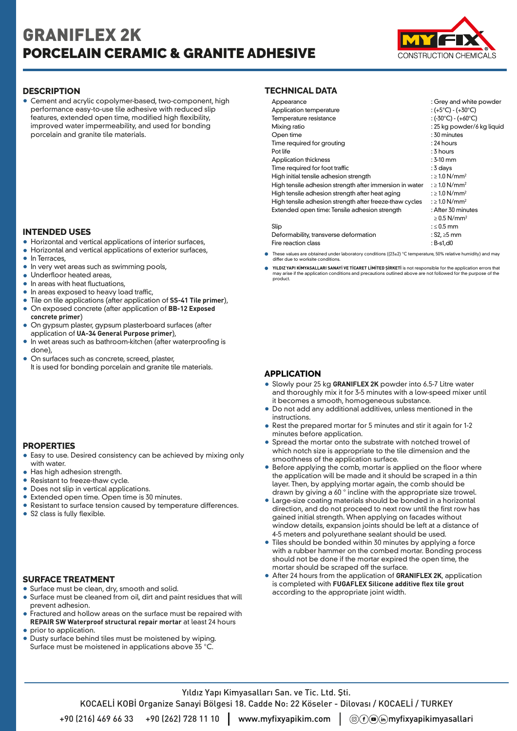# GRANIFLEX 2K

## PORCELAIN CERAMIC & GRANITE ADHESIVE

MYFIX CONSTRUCTION CHEMICALS

## DESCRIPTION

- Cement and acrylic copolymer-based, two-component, high performance easy-to-use tile adhesive with reduced slip features, extended open time, modified high flexibility, improved water impermeability, and used for bonding porcelain and granite tile materials.

## INTENDED USES

- Horizontal and vertical applications of interior surfaces,
- Horizontal and vertical applications of exterior surfaces,
- In Terraces,
- In very wet areas such as swimming pools,
- Underfloor heated areas,
- In areas with heat fluctuations,
- In areas exposed to heavy load traffic,
- Tile on tile applications (after application of **SS-41 Tile primer**),
- On exposed concrete (after application of **BB-12 Exposed concrete primer**)
- On gypsum plaster, gypsum plasterboard surfaces (after application of **UA-34 General Purpose primer**),
- In wet areas such as bathroom-kitchen (after waterproofing is done),
- On surfaces such as concrete, screed, plaster,
  It is used for bonding porcelain and granite tile materials.

## PROPERTIES

- Easy to use. Desired consistency can be achieved by mixing only with water.
- Has high adhesion strength.
- Resistant to freeze-thaw cycle.
- Does not slip in vertical applications.
- Extended open time. Open time is 30 minutes.
- Resistant to surface tension caused by temperature differences.
- S2 class is fully flexible.

## SURFACE TREATMENT

- Surface must be clean, dry, smooth and solid.
- Surface must be cleaned from oil, dirt and paint residues that will prevent adhesion.
- Fractured and hollow areas on the surface must be repaired with **REPAIR SW Waterproof structural repair mortar** at least 24 hours
- prior to application.
- Dusty surface behind tiles must be moistened by wiping.
  Surface must be moistened in applications above 35 °C.

## TECHNICAL DATA

| | |
|---|---|
| Appearance | : Grey and white powder |
| Application temperature | : (+5°C) - (+30°C) |
| Temperature resistance | : (-30°C) - (+60°C) |
| Mixing ratio | : 25 kg powder/6 kg liquid |
| Open time | : 30 minutes |
| Time required for grouting | : 24 hours |
| Pot life | : 3 hours |
| Application thickness | : 3-10 mm |
| Time required for foot traffic | : 3 days |
| High initial tensile adhesion strength | : ≥ 1.0 N/mm² |
| High tensile adhesion strength after immersion in water | : ≥ 1.0 N/mm² |
| High tensile adhesion strength after heat aging | : ≥ 1.0 N/mm² |
| High tensile adhesion strength after freeze-thaw cycles | : ≥ 1.0 N/mm² |
| Extended open time: Tensile adhesion strength | : After 30 minutes ≥ 0.5 N/mm² |
| Slip | : ≤ 0.5 mm |
| Deformability, transverse deformation | : S2, ≥5 mm |
| Fire reaction class | : B-s1,d0 |

- These values are obtained under laboratory conditions ((23±2) °C temperature, 50% relative humidity) and may differ due to worksite conditions.
- **YILDIZ YAPI KİMYASALLARI SANAYİ VE TİCARET LİMİTED ŞİRKETİ** is not responsible for the application errors that may arise if the application conditions and precautions outlined above are not followed for the purpose of the product.

## APPLICATION

- Slowly pour 25 kg **GRANIFLEX 2K** powder into 6.5-7 Litre water and thoroughly mix it for 3-5 minutes with a low-speed mixer until it becomes a smooth, homogeneous substance.
- Do not add any additional additives, unless mentioned in the instructions.
- Rest the prepared mortar for 5 minutes and stir it again for 1-2 minutes before application.
- Spread the mortar onto the substrate with notched trowel of which notch size is appropriate to the tile dimension and the smoothness of the application surface.
- Before applying the comb, mortar is applied on the floor where the application will be made and it should be scraped in a thin layer. Then, by applying mortar again, the comb should be drawn by giving a 60 ° incline with the appropriate size trowel.
- Large-size coating materials should be bonded in a horizontal direction, and do not proceed to next row until the first row has gained initial strength. When applying on facades without window details, expansion joints should be left at a distance of 4-5 meters and polyurethane sealant should be used.
- Tiles should be bonded within 30 minutes by applying a force with a rubber hammer on the combed mortar. Bonding process should not be done if the mortar expired the open time, the mortar should be scraped off the surface.
- After 24 hours from the application of **GRANIFLEX 2K**, application is completed with **FUGAFLEX Silicone additive flex tile grout** according to the appropriate joint width.

Yıldız Yapı Kimyasalları San. ve Tic. Ltd. Şti.

KOCAELİ KOBİ Organize Sanayi Bölgesi 18. Cadde No: 22 Köseler - Dilovası / KOCAELİ / TURKEY

+90 (216) 469 66 33 +90 (262) 728 11 10 | www.myfixyapikim.com | myfixyapikimyasallari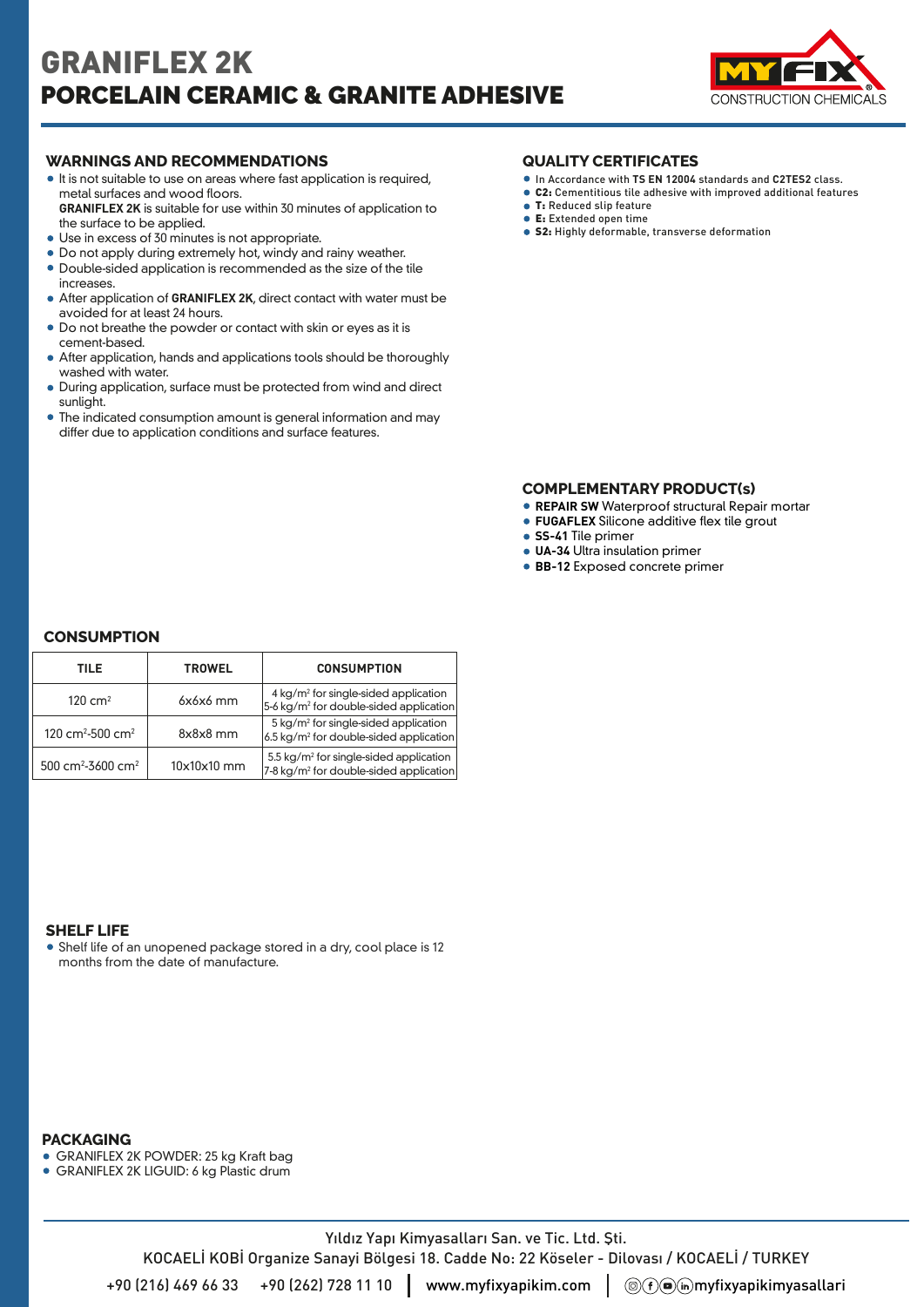// GRANIFLEX 2K

## PORCELAIN CERAMIC & GRANITE ADHESIVE

### WARNINGS AND RECOMMENDATIONS

- It is not suitable to use on areas where fast application is required, metal surfaces and wood floors.
  **GRANIFLEX 2K** is suitable for use within 30 minutes of application to the surface to be applied.
- Use in excess of 30 minutes is not appropriate.
- Do not apply during extremely hot, windy and rainy weather.
- Double-sided application is recommended as the size of the tile increases.
- After application of **GRANIFLEX 2K**, direct contact with water must be avoided for at least 24 hours.
- Do not breathe the powder or contact with skin or eyes as it is cement-based.
- After application, hands and applications tools should be thoroughly washed with water.
- During application, surface must be protected from wind and direct sunlight.
- The indicated consumption amount is general information and may differ due to application conditions and surface features.

### QUALITY CERTIFICATES

- In Accordance with **TS EN 12004** standards and **C2TES2** class.
- **C2:** Cementitious tile adhesive with improved additional features
- **T:** Reduced slip feature
- **E:** Extended open time
- **S2:** Highly deformable, transverse deformation

### COMPLEMENTARY PRODUCT(s)

- **REPAIR SW** Waterproof structural Repair mortar
- **FUGAFLEX** Silicone additive flex tile grout
- **SS-41** Tile primer
- **UA-34** Ultra insulation primer
- **BB-12** Exposed concrete primer

### CONSUMPTION

| TILE | TROWEL | CONSUMPTION |
|---|---|---|
| 120 cm² | 6x6x6 mm | 4 kg/m² for single-sided application<br>5-6 kg/m² for double-sided application |
| 120 cm²-500 cm² | 8x8x8 mm | 5 kg/m² for single-sided application<br>6.5 kg/m² for double-sided application |
| 500 cm²-3600 cm² | 10x10x10 mm | 5.5 kg/m² for single-sided application<br>7-8 kg/m² for double-sided application |

### SHELF LIFE

- Shelf life of an unopened package stored in a dry, cool place is 12 months from the date of manufacture.

### PACKAGING

- GRANIFLEX 2K POWDER: 25 kg Kraft bag
- GRANIFLEX 2K LIGUID: 6 kg Plastic drum